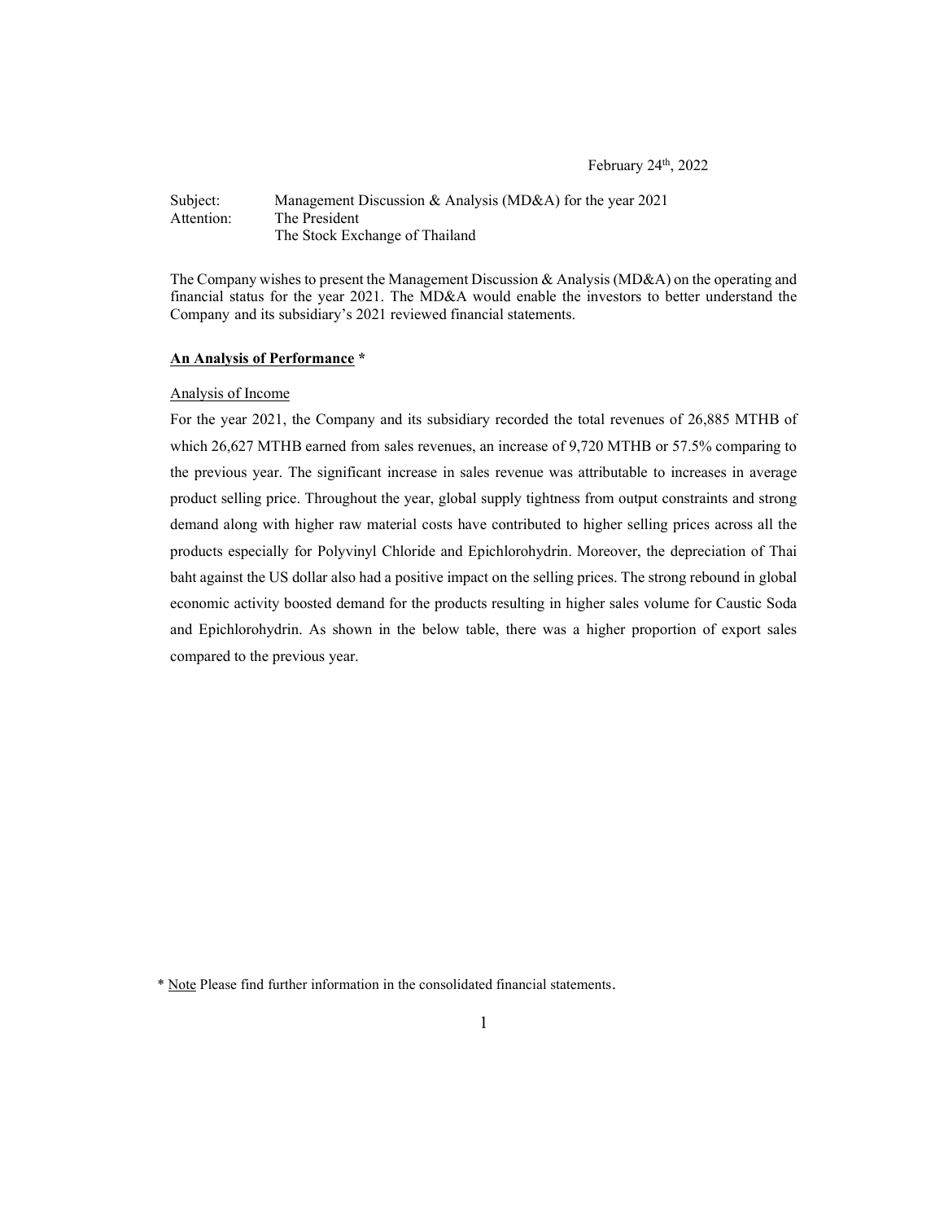February 24th, 2022

Subject: Management Discussion & Analysis (MD&A) for the year 2021
Attention: The President
The Stock Exchange of Thailand

The Company wishes to present the Management Discussion & Analysis (MD&A) on the operating and financial status for the year 2021. The MD&A would enable the investors to better understand the Company and its subsidiary's 2021 reviewed financial statements.

**An Analysis of Performance \***

Analysis of Income

For the year 2021, the Company and its subsidiary recorded the total revenues of 26,885 MTHB of which 26,627 MTHB earned from sales revenues, an increase of 9,720 MTHB or 57.5% comparing to the previous year. The significant increase in sales revenue was attributable to increases in average product selling price. Throughout the year, global supply tightness from output constraints and strong demand along with higher raw material costs have contributed to higher selling prices across all the products especially for Polyvinyl Chloride and Epichlorohydrin. Moreover, the depreciation of Thai baht against the US dollar also had a positive impact on the selling prices. The strong rebound in global economic activity boosted demand for the products resulting in higher sales volume for Caustic Soda and Epichlorohydrin. As shown in the below table, there was a higher proportion of export sales compared to the previous year.

\* Note Please find further information in the consolidated financial statements.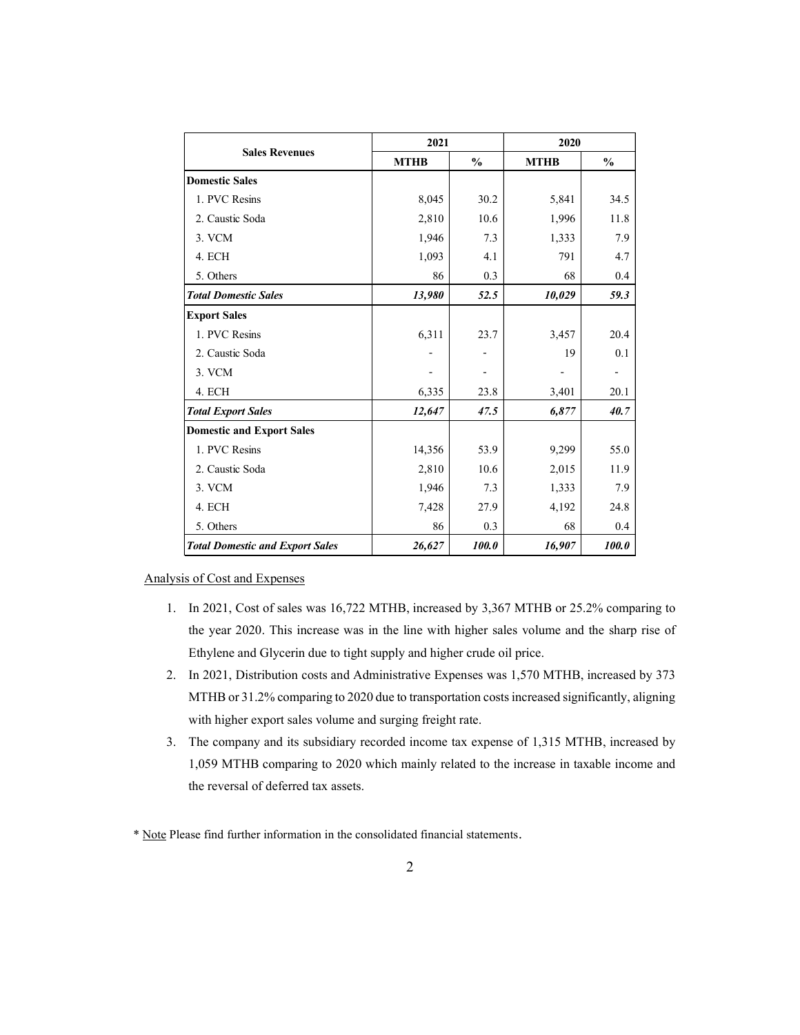| Sales Revenues | 2021 | | 2020 | |
|---|---|---|---|---|
| | **MTHB** | **%** | **MTHB** | **%** |
| **Domestic Sales** | | | | |
| 1. PVC Resins | 8,045 | 30.2 | 5,841 | 34.5 |
| 2. Caustic Soda | 2,810 | 10.6 | 1,996 | 11.8 |
| 3. VCM | 1,946 | 7.3 | 1,333 | 7.9 |
| 4. ECH | 1,093 | 4.1 | 791 | 4.7 |
| 5. Others | 86 | 0.3 | 68 | 0.4 |
| ***Total Domestic Sales*** | ***13,980*** | ***52.5*** | ***10,029*** | ***59.3*** |
| **Export Sales** | | | | |
| 1. PVC Resins | 6,311 | 23.7 | 3,457 | 20.4 |
| 2. Caustic Soda | - | - | 19 | 0.1 |
| 3. VCM | - | - | - | - |
| 4. ECH | 6,335 | 23.8 | 3,401 | 20.1 |
| ***Total Export Sales*** | ***12,647*** | ***47.5*** | ***6,877*** | ***40.7*** |
| **Domestic and Export Sales** | | | | |
| 1. PVC Resins | 14,356 | 53.9 | 9,299 | 55.0 |
| 2. Caustic Soda | 2,810 | 10.6 | 2,015 | 11.9 |
| 3. VCM | 1,946 | 7.3 | 1,333 | 7.9 |
| 4. ECH | 7,428 | 27.9 | 4,192 | 24.8 |
| 5. Others | 86 | 0.3 | 68 | 0.4 |
| ***Total Domestic and Export Sales*** | ***26,627*** | ***100.0*** | ***16,907*** | ***100.0*** |

Analysis of Cost and Expenses

1. In 2021, Cost of sales was 16,722 MTHB, increased by 3,367 MTHB or 25.2% comparing to the year 2020. This increase was in the line with higher sales volume and the sharp rise of Ethylene and Glycerin due to tight supply and higher crude oil price.
2. In 2021, Distribution costs and Administrative Expenses was 1,570 MTHB, increased by 373 MTHB or 31.2% comparing to 2020 due to transportation costs increased significantly, aligning with higher export sales volume and surging freight rate.
3. The company and its subsidiary recorded income tax expense of 1,315 MTHB, increased by 1,059 MTHB comparing to 2020 which mainly related to the increase in taxable income and the reversal of deferred tax assets.

\* Note Please find further information in the consolidated financial statements.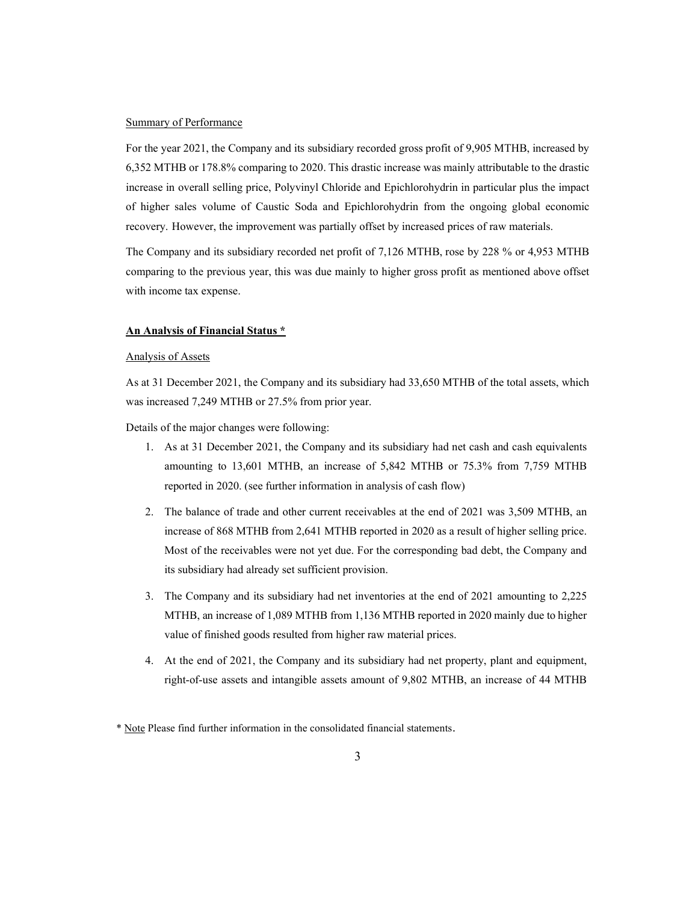Summary of Performance

For the year 2021, the Company and its subsidiary recorded gross profit of 9,905 MTHB, increased by 6,352 MTHB or 178.8% comparing to 2020. This drastic increase was mainly attributable to the drastic increase in overall selling price, Polyvinyl Chloride and Epichlorohydrin in particular plus the impact of higher sales volume of Caustic Soda and Epichlorohydrin from the ongoing global economic recovery. However, the improvement was partially offset by increased prices of raw materials.

The Company and its subsidiary recorded net profit of 7,126 MTHB, rose by 228 % or 4,953 MTHB comparing to the previous year, this was due mainly to higher gross profit as mentioned above offset with income tax expense.

## An Analysis of Financial Status *

Analysis of Assets

As at 31 December 2021, the Company and its subsidiary had 33,650 MTHB of the total assets, which was increased 7,249 MTHB or 27.5% from prior year.

Details of the major changes were following:

1. As at 31 December 2021, the Company and its subsidiary had net cash and cash equivalents amounting to 13,601 MTHB, an increase of 5,842 MTHB or 75.3% from 7,759 MTHB reported in 2020. (see further information in analysis of cash flow)

2. The balance of trade and other current receivables at the end of 2021 was 3,509 MTHB, an increase of 868 MTHB from 2,641 MTHB reported in 2020 as a result of higher selling price. Most of the receivables were not yet due. For the corresponding bad debt, the Company and its subsidiary had already set sufficient provision.

3. The Company and its subsidiary had net inventories at the end of 2021 amounting to 2,225 MTHB, an increase of 1,089 MTHB from 1,136 MTHB reported in 2020 mainly due to higher value of finished goods resulted from higher raw material prices.

4. At the end of 2021, the Company and its subsidiary had net property, plant and equipment, right-of-use assets and intangible assets amount of 9,802 MTHB, an increase of 44 MTHB

* Note Please find further information in the consolidated financial statements.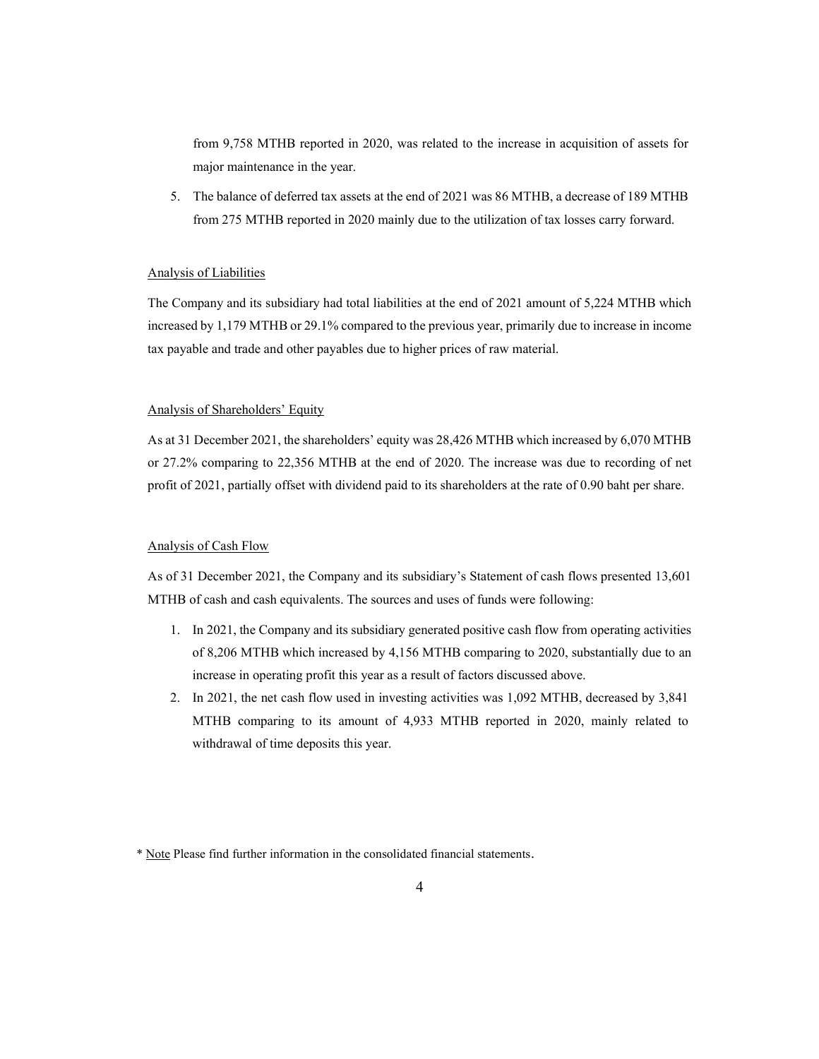from 9,758 MTHB reported in 2020, was related to the increase in acquisition of assets for major maintenance in the year.

5. The balance of deferred tax assets at the end of 2021 was 86 MTHB, a decrease of 189 MTHB from 275 MTHB reported in 2020 mainly due to the utilization of tax losses carry forward.

## Analysis of Liabilities

The Company and its subsidiary had total liabilities at the end of 2021 amount of 5,224 MTHB which increased by 1,179 MTHB or 29.1% compared to the previous year, primarily due to increase in income tax payable and trade and other payables due to higher prices of raw material.

## Analysis of Shareholders' Equity

As at 31 December 2021, the shareholders' equity was 28,426 MTHB which increased by 6,070 MTHB or 27.2% comparing to 22,356 MTHB at the end of 2020. The increase was due to recording of net profit of 2021, partially offset with dividend paid to its shareholders at the rate of 0.90 baht per share.

## Analysis of Cash Flow

As of 31 December 2021, the Company and its subsidiary's Statement of cash flows presented 13,601 MTHB of cash and cash equivalents. The sources and uses of funds were following:

1. In 2021, the Company and its subsidiary generated positive cash flow from operating activities of 8,206 MTHB which increased by 4,156 MTHB comparing to 2020, substantially due to an increase in operating profit this year as a result of factors discussed above.
2. In 2021, the net cash flow used in investing activities was 1,092 MTHB, decreased by 3,841 MTHB comparing to its amount of 4,933 MTHB reported in 2020, mainly related to withdrawal of time deposits this year.

* Note Please find further information in the consolidated financial statements.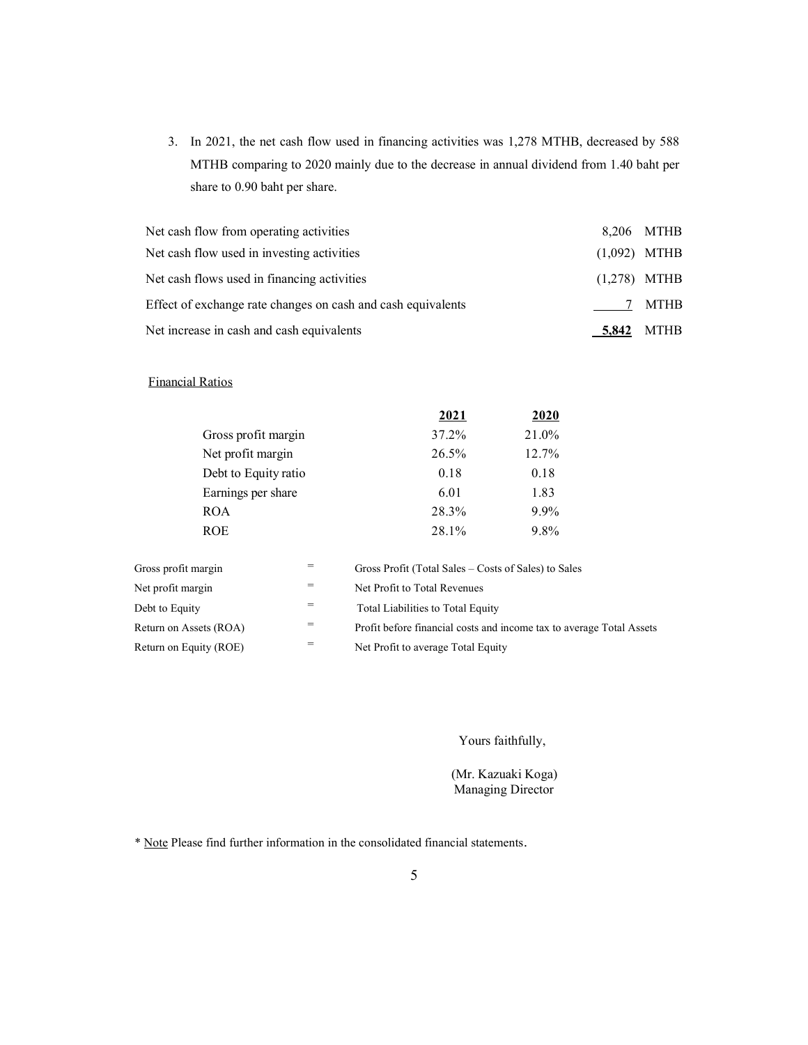3. In 2021, the net cash flow used in financing activities was 1,278 MTHB, decreased by 588 MTHB comparing to 2020 mainly due to the decrease in annual dividend from 1.40 baht per share to 0.90 baht per share.

| | | |
|---|---|---|
| Net cash flow from operating activities | 8,206 | MTHB |
| Net cash flow used in investing activities | (1,092) | MTHB |
| Net cash flows used in financing activities | (1,278) | MTHB |
| Effect of exchange rate changes on cash and cash equivalents | 7 | MTHB |
| Net increase in cash and cash equivalents | **5,842** | MTHB |

Financial Ratios

| | 2021 | 2020 |
|---|---|---|
| Gross profit margin | 37.2% | 21.0% |
| Net profit margin | 26.5% | 12.7% |
| Debt to Equity ratio | 0.18 | 0.18 |
| Earnings per share | 6.01 | 1.83 |
| ROA | 28.3% | 9.9% |
| ROE | 28.1% | 9.8% |

| | | |
|---|---|---|
| Gross profit margin | = | Gross Profit (Total Sales – Costs of Sales) to Sales |
| Net profit margin | = | Net Profit to Total Revenues |
| Debt to Equity | = | Total Liabilities to Total Equity |
| Return on Assets (ROA) | = | Profit before financial costs and income tax to average Total Assets |
| Return on Equity (ROE) | = | Net Profit to average Total Equity |

Yours faithfully,

(Mr. Kazuaki Koga)
Managing Director

* Note Please find further information in the consolidated financial statements.